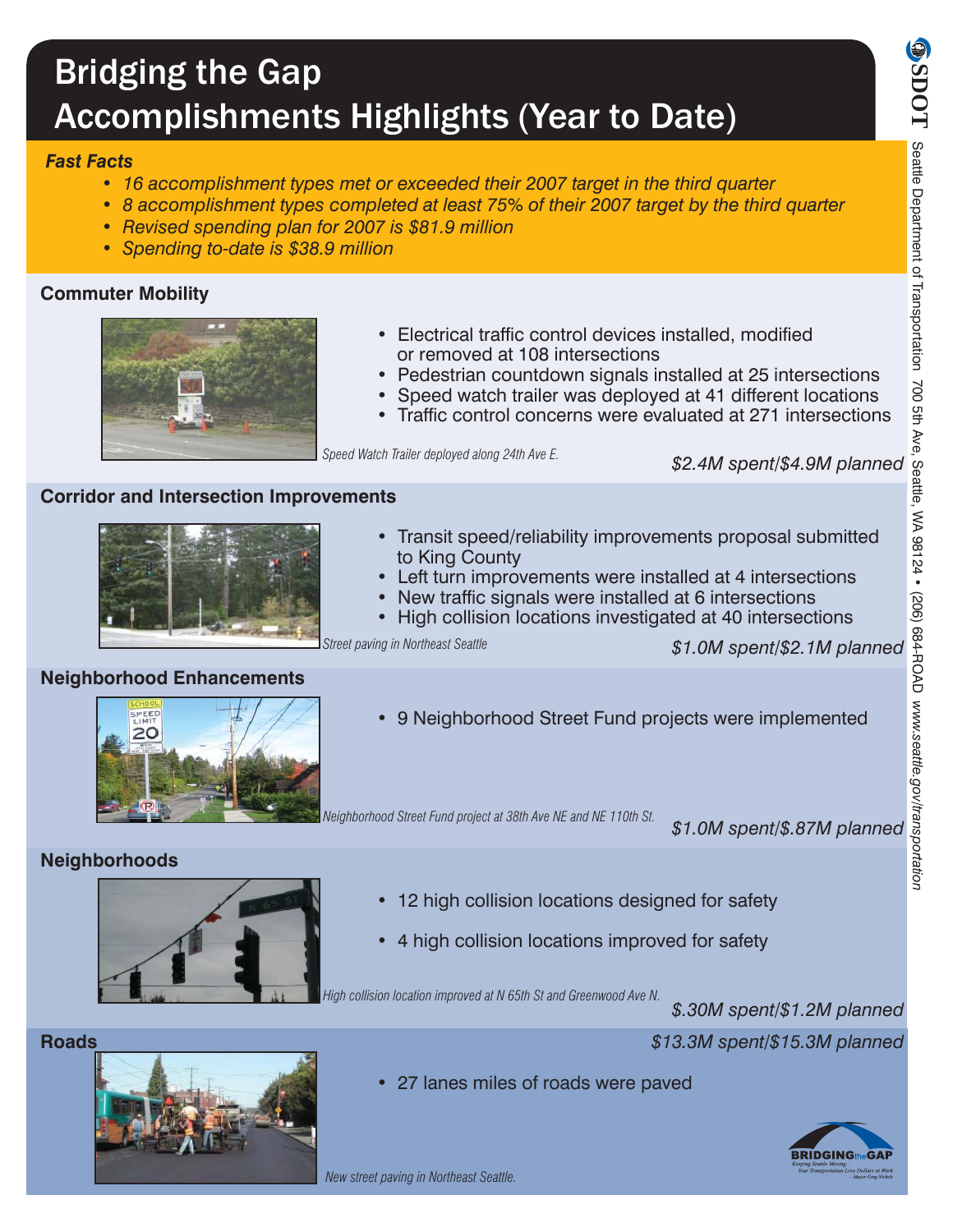# Bridging the Gap
# Accomplishments Highlights (Year to Date)

SDOT Seattle Department of Transportation 700 5th Ave, Seattle, WA 98124 • (206) 684-ROAD www.seattle.gov/transportation

***Fast Facts***

- *16 accomplishment types met or exceeded their 2007 target in the third quarter*
- *8 accomplishment types completed at least 75% of their 2007 target by the third quarter*
- *Revised spending plan for 2007 is $81.9 million*
- *Spending to-date is $38.9 million*

## Commuter Mobility

- Electrical traffic control devices installed, modified or removed at 108 intersections
- Pedestrian countdown signals installed at 25 intersections
- Speed watch trailer was deployed at 41 different locations
- Traffic control concerns were evaluated at 271 intersections

*Speed Watch Trailer deployed along 24th Ave E.*

*$2.4M spent/$4.9M planned*

## Corridor and Intersection Improvements

- Transit speed/reliability improvements proposal submitted to King County
- Left turn improvements were installed at 4 intersections
- New traffic signals were installed at 6 intersections
- High collision locations investigated at 40 intersections

*Street paving in Northeast Seattle*

*$1.0M spent/$2.1M planned*

## Neighborhood Enhancements

- 9 Neighborhood Street Fund projects were implemented

*Neighborhood Street Fund project at 38th Ave NE and NE 110th St.*

*$1.0M spent/$.87M planned*

## Neighborhoods

- 12 high collision locations designed for safety
- 4 high collision locations improved for safety

*High collision location improved at N 65th St and Greenwood Ave N.*

*$.30M spent/$1.2M planned*

## Roads

*$13.3M spent/$15.3M planned*

- 27 lanes miles of roads were paved

*New street paving in Northeast Seattle.*

BRIDGING the GAP — Keeping Seattle Moving. Your Transportation Levy Dollars at Work. Mayor Greg Nickels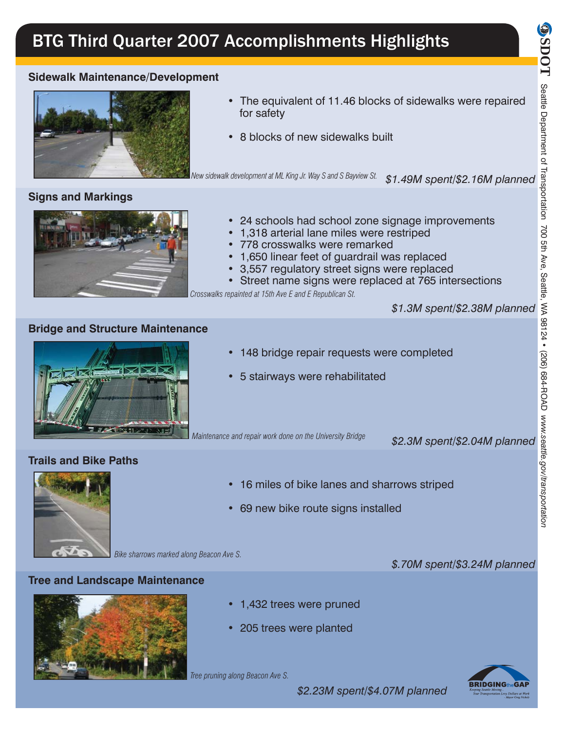# BTG Third Quarter 2007 Accomplishments Highlights

## Sidewalk Maintenance/Development

- The equivalent of 11.46 blocks of sidewalks were repaired for safety
- 8 blocks of new sidewalks built

*New sidewalk development at ML King Jr. Way S and S Bayview St.*

*$1.49M spent/$2.16M planned*

## Signs and Markings

- 24 schools had school zone signage improvements
- 1,318 arterial lane miles were restriped
- 778 crosswalks were remarked
- 1,650 linear feet of guardrail was replaced
- 3,557 regulatory street signs were replaced
- Street name signs were replaced at 765 intersections

*Crosswalks repainted at 15th Ave E and E Republican St.*

*$1.3M spent/$2.38M planned*

## Bridge and Structure Maintenance

- 148 bridge repair requests were completed
- 5 stairways were rehabilitated

*Maintenance and repair work done on the University Bridge*

*$2.3M spent/$2.04M planned*

## Trails and Bike Paths

- 16 miles of bike lanes and sharrows striped
- 69 new bike route signs installed

*Bike sharrows marked along Beacon Ave S.*

*$.70M spent/$3.24M planned*

## Tree and Landscape Maintenance

- 1,432 trees were pruned
- 205 trees were planted

*Tree pruning along Beacon Ave S.*

*$2.23M spent/$4.07M planned*

SDOT Seattle Department of Transportation 700 5th Ave, Seattle, WA 98124 • (206) 684-ROAD www.seattle.gov/transportation

BRIDGING the GAP
Keeping Seattle Moving
Your Transportation Levy Dollars at Work
Mayor Greg Nickels